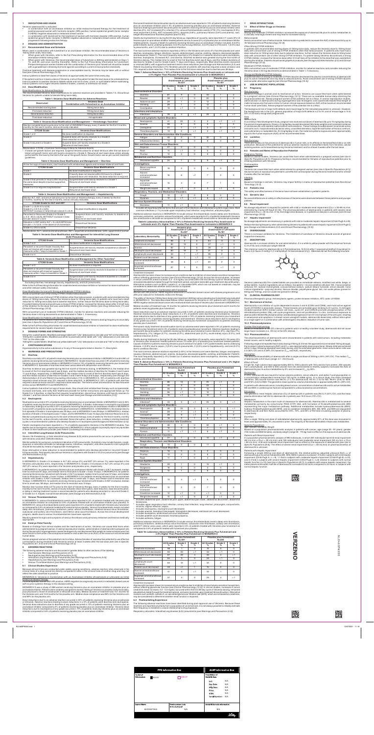# 1 INDICATIONS AND USAGE

Verzenio (abemaciclib) is indicated:

- in combination with an aromatase inhibitor as initial endocrine-based therapy for the treatment of postmenopausal women with hormone receptor (HR)-positive, human epidermal growth factor receptor 2 (HER2)-negative advanced or metastatic breast cancer.
- in combination with fulvestrant for the treatment of women with hormone receptor (HR)-positive, human epidermal growth factor receptor 2 (HER2)-negative advanced or metastatic breast cancer with disease progression following endocrine therapy.

# 2 DOSAGE AND ADMINISTRATION

## 2.1 Recommended Dose and Schedule

When used in combination with fulvestrant or an aromatase inhibitor, the recommended dose of Verzenio is 150 mg taken orally twice daily.

- When given with Verzenio, the recommended dose of fulvestrant is 500 mg administered on Days 1, 15, and 29; and once monthly thereafter. Refer to the Full Prescribing Information for fulvestrant for the recommended dose of the aromatase inhibitor being used.
- When given with Verzenio, the recommended dose of fulvestrant is 500 mg administered on Days 1, 15, and 29; and once monthly thereafter. Refer to the Full Prescribing Information for fulvestrant. Pre/perimenopausal women treated with the combination of Verzenio plus fulvestrant should be treated with a gonadotropin-releasing hormone agonist according to current clinical practice standards.

Continue treatment until disease progression or unacceptable toxicity. Verzenio may be taken with or without food *[see Clinical Pharmacology (12.3)]*.

Instruct patients to take their doses of Verzenio at approximately the same times every day.

If the patient vomits or misses a dose of Verzenio, instruct the patient to take the next dose at its scheduled time. Instruct patients to swallow Verzenio tablets whole and not to chew, crush, or split tablets before swallowing. Instruct patients not to ingest Verzenio tablets if broken, cracked, or otherwise not intact.

## 2.2 Dose Modification

### Dose Modifications for Adverse Reactions

The recommended Verzenio dose modifications for adverse reactions are provided in Tables 1-6. Discontinue Verzenio for patients unable to tolerate 50 mg twice daily.

**Table 1: Verzenio Dose Modification for Adverse Reactions**

| Dose Level | Verzenio Dose Combination with Fulvestrant or an Aromatase Inhibitor |
|---|---|
| Recommended starting dose | 150 mg twice daily |
| First dose reduction | 100 mg twice daily |
| Second dose reduction | 50 mg twice daily |
| Third dose reduction | Not applicable |

**Table 2: Verzenio Dose Modification and Management — Hematologic Toxicities[a]**

Monitor complete blood counts prior to the start of VERZENIO therapy, every 2 weeks for the first 2 months, monthly for the next 2 months, and as clinically indicated.

| CTCAE Grade | Verzenio Dose Modifications |
|---|---|
| Grade 1 or 2 | No dose modification is required. |
| Grade 3 | Suspend dose until toxicity resolves to ≤ Grade 2. Dose reduction is not required. |
| Grade 3 recurrent or Grade 4 | Suspend dose until toxicity resolves to ≤ Grade 2. Resume at next lower dose. |

Abbreviation: CTCAE = Common Terminology Criteria for Adverse Events.

[a] If blood cell growth factors are required, suspend Verzenio dose for at least 48 hours after the last dose of blood cell growth factors and until toxicity resolves to ≤ Grade 2. Resume at next lower dose unless already performed for the toxicity that led to the use of the growth factor. Growth factor use as per current treatment guidelines.

**Table 3: Verzenio Dose Modification and Management — Diarrhea**

At the first sign of loose stools, start treatment with antidiarrheal agents and increase intake of oral fluids.

| CTCAE Grade | Verzenio Dose Modifications |
|---|---|
| Grade 1 | No dose modification is required. |
| Grade 2 | If toxicity does not resolve within 24 hours to ≤ Grade 1, suspend dose until resolution. No dose reduction is required. |
| Grade 2 that persists or recurs after resuming the same dose despite maximal supportive measures | Suspend dose until toxicity resolves to ≤ Grade 1. Resume at next lower dose. |
| Grade 3 or 4 or requires hospitalization | Suspend dose until toxicity resolves to ≤ Grade 1. Resume at next lower dose. |

**Table 4: Verzenio Dose Modification and Management — Hepatotoxicity**

Monitor ALT, AST, and serum bilirubin prior to the start of Verzenio therapy, every 2 weeks for the first 2 months, monthly for the next 2 months, and as clinically indicated.

| CTCAE Grade for ALT and AST | Verzenio Dose Modifications |
|---|---|
| Grade 1 (> ULN-3.0 x ULN) Grade 2 (> 3.0-5.0 x ULN) WITHOUT increase in total bilirubin above 2 x ULN | No dose modification is required. |
| Persistent or Recurrent Grade 2 or Grade 3 (> 5.0-20.0 x ULN) WITHOUT increase in total bilirubin above 2 x ULN | Suspend dose until toxicity resolves to baseline or Grade 1. Resume at next lower dose. |
| Elevation in AST and/or ALT > 3 x ULN WITH total bilirubin > 2 x ULN, in the absence of cholestasis | Discontinue Verzenio. |
| Grade 4 (> 20.0 x ULN) | Discontinue Verzenio. |

Abbreviations: ALT = alanine aminotransferase, AST = aspartate aminotransferase, ULN = upper limit of normal.

**Table 5: Verzenio Dose Modifications for Management for Interstitial Lung Disease (ILD)/Pneumonitis**

| CTCAE Grade | Verzenio Dose Modifications |
|---|---|
| Grade 1 or 2 | No dose modification is required. |
| Persistent or recurrent Grade 2 toxicity that does not resolve with maximal supportive measures within 7 days to baseline or Grade 1 | Suspend dose until toxicity resolves to baseline or Grade 1. Resume at next lower dose. |
| Grade 3 or 4 | Discontinue Verzenio. |

**Table 6: Verzenio Dose Modification and Management for Other Toxicities[a]**

| CTCAE Grade | Verzenio Dose Modifications |
|---|---|
| Grade 1 or 2 | No dose modification is required. |
| Persistent or recurrent Grade 2 toxicity that does not resolve with maximal supportive measures within 7 days to baseline or Grade 1 | Suspend dose until toxicity resolves to baseline or Grade 1. Resume at next lower dose. |
| Grade 3 or 4 | Suspend dose until toxicity resolves to baseline or Grade 1. Resume at next lower dose. |

[a] Excluding diarrhea, hematologic toxicity, hepatotoxicity, and ILD/pneumonitis.

Refer to the Full Prescribing Information for coadministered aromatase inhibitor or fulvestrant for dose modifications and other relevant safety information.

### Dose Modification for Use With Strong and Moderate CYP3A Inhibitors

Avoid concomitant use of the strong CYP3A inhibitor ketoconazole.

With concomitant use of strong CYP3A inhibitors other than ketoconazole, in patients with recommended starting doses of 150 mg twice daily, reduce the Verzenio dose to 100 mg twice daily. In patients who have had a dose reduction to 100 mg twice daily due to adverse reactions, further reduce the Verzenio dose to 50 mg twice daily. If a patient taking Verzenio discontinues a strong CYP3A inhibitor, increase the Verzenio dose (after 3-5 half-lives of the inhibitor) to the dose that was used before starting the strong inhibitor *[see Drug Interactions (7.1) and Clinical Pharmacology (12.3)]*.

With concomitant use of moderate CYP3A inhibitors, monitor for adverse reactions and consider reducing the Verzenio dose in 50 mg decrements as demonstrated in Table 1, if necessary.

### Dose Modification for Patients with Severe Hepatic Impairment

For patients with severe hepatic impairment (Child-Pugh C), reduce the Verzenio dosing frequency to once daily *[see Use in Specific Populations (8.6) and Clinical Pharmacology (12.3)]*.

Refer to the Full Prescribing Information for coadministered aromatase inhibitor or fulvestrant for dose modification requirements for severe hepatic impairment.

# 3 DOSAGE FORMS AND STRENGTHS

50 mg tablets: oval beige tablet, debossed with "Lilly" on one side and "50" on the other side.
100 mg: oval white tablet, debossed with "Lilly" on one side and "100" on the other side.
150 mg: oval yellow tablet, debossed with "Lilly" on one side and "150" on the other side.
200 mg: oval beige tablet, debossed with "Lilly" on one side and "200" on the other side.

# 4 CONTRAINDICATIONS

Hypersensitivity to the active substance or to any of the excipients listed in *Section 11, Description*.

# 5 WARNINGS AND PRECAUTIONS

## 5.1 Diarrhea

Diarrhea occurred in 81% of patients receiving Verzenio plus an aromatase inhibitor in MONARCH 3 and in 86% of patients receiving Verzenio plus fulvestrant in MONARCH 2. Grade 3 diarrhea occurred in 9% of patients receiving Verzenio plus an aromatase inhibitor in MONARCH 3 and in 13% of patients receiving Verzenio plus fulvestrant in MONARCH 2. Episodes of diarrhea have been associated with dehydration and infection.

Diarrhea incidence was greatest during the first month of Verzenio dosing. In MONARCH 3, the median time to onset of the first diarrhea event was 8 days, and the median duration of diarrhea for Grades 2 and 3 were 11 and 8 days, respectively. In MONARCH 2, the median time to onset of the first diarrhea event was 6 days, and the median duration of diarrhea for Grades 2 and 3 were 9 days and 6 days, respectively *[see Adverse Reactions (6.1)]*. In MONARCH 3, 19% of patients with diarrhea required a dose omission and 13% required a dose reduction. In MONARCH 2, 22% of patients with diarrhea required a dose omission and 22% required a dose reduction. The time to onset and resolution for diarrhea were similar across MONARCH 3 and MONARCH 2.

Instruct patients that at the first sign of loose stools, they should start antidiarrheal therapy such as loperamide, increase oral fluids, and notify their healthcare provider for further instructions and appropriate follow up. For Grade 3 or 4 diarrhea, or diarrhea that requires hospitalization, discontinue Verzenio until toxicity resolves to ≤ Grade 1, and then resume Verzenio at the next lower dose *[see Dosage and Administration (2.2)]*.

## 5.2 Neutropenia

Neutropenia occurred in 41% of patients receiving Verzenio plus an aromatase inhibitor in MONARCH 3 and in 46% of patients receiving Verzenio plus fulvestrant in MONARCH 2. A Grade ≥ 3 decrease in neutrophil count (based on laboratory findings) occurred in 22% of patients receiving Verzenio plus an aromatase inhibitor in MONARCH 3 and in 32% of patients receiving Verzenio plus fulvestrant in MONARCH 2. In MONARCH 3, the median time to first episode of Grade ≥ 3 neutropenia was 33 days, and in MONARCH 2 was 29 days. In MONARCH 3, median duration of Grade ≥ 3 neutropenia was 11 days, and for MONARCH 2 was 15 days *[see Adverse Reactions (6.1)]*.

Monitor complete blood counts prior to the start of Verzenio therapy, every 2 weeks for the first 2 months, monthly for the next 2 months, and as clinically indicated. Dose interruption, dose reduction, or delay in starting treatment cycles is recommended for patients who develop Grade 3 or 4 neutropenia *[see Dosage and Administration (2.2)]*.

Febrile neutropenia has been reported in < 1% of patients exposed to Verzenio in the MONARCH studies. Two deaths due to neutropenic sepsis were observed in MONARCH 2. Inform patients to promptly report any episodes of fever to their healthcare provider *[see Patient Counseling Information (17)]*.

## 5.3 Interstitial Lung Disease (ILD) or Pneumonitis

Severe, life-threatening, or fatal interstitial lung disease (ILD) and/or pneumonitis can occur in patients treated with Verzenio and other CDK4/6 inhibitors.

Monitor patients for pulmonary symptoms indicative of ILD/pneumonitis. Symptoms may include hypoxia, cough, dyspnea, or interstitial infiltrates on radiologic exams. Infectious, neoplastic, and other causes for such symptoms should be excluded by means of appropriate investigations.

Dose interruption or dose reduction is recommended for patients who develop persistent or recurrent Grade 2 ILD/pneumonitis. Permanently discontinue Verzenio in all patients with Grade 3 or 4 ILD or pneumonitis *[see Dosage and Administration (2.2)]*.

## 5.4 Hepatotoxicity

In MONARCH 3, Grade ≥ 3 increases in ALT (6% versus 2%) and AST (3% versus 1%) were reported in the Verzenio and placebo arms, respectively. In MONARCH 2, Grade ≥ 3 increases in ALT (4% versus 2%) and AST (2% versus 3%) were reported in the Verzenio and placebo arms, respectively.

In MONARCH 3, for patients receiving Verzenio plus an aromatase inhibitor with Grade ≥ 3 ALT increased, median time to onset was 61 days, and median time to resolution to Grade < 3 was 14 days. In MONARCH 2, for patients receiving Verzenio plus fulvestrant with Grade ≥ 3 ALT increased, median time to onset was 57 days, and median time to resolution to Grade < 3 was 14 days. In MONARCH 3, for patients receiving Verzenio plus an aromatase inhibitor with Grade ≥ 3 AST increased, median time to onset was 71 days, and median time to resolution was 15 days. In MONARCH 2, for patients receiving Verzenio plus fulvestrant with Grade ≥ 3 AST increased, median time to onset was 185 days, and median time to resolution was 13 days.

Monitor liver function tests (LFTs) prior to the start of Verzenio therapy, every 2 weeks for the first 2 months, monthly for the next 2 months, and as clinically indicated. Dose interruption, dose reduction, dose discontinuation, or delay in starting treatment cycles is recommended for patients who develop persistent or recurrent Grade 2, or any Grade 3, or Grade 4 hepatic transaminase elevation *[see Dosage and Administration (2.2)]*.

## 5.5 Venous Thromboembolism

In MONARCH 3, venous thromboembolic events were reported in 5% of patients treated with Verzenio plus an aromatase inhibitor as compared to 0.6% of patients treated with an aromatase inhibitor plus placebo. In MONARCH 2, venous thromboembolic events were reported in 5% of patients treated with Verzenio plus fulvestrant as compared to 0.9% of patients treated with fulvestrant plus placebo. Venous thromboembolic events included deep vein thrombosis, pulmonary embolism, pelvic venous thrombosis, cerebral venous sinus thrombosis, subclavian and axillary vein thrombosis, and inferior vena cava thrombosis. Across the clinical development program, deaths due to venous thromboembolism have been reported.

Monitor patients for signs and symptoms of venous thrombosis and pulmonary embolism and treat as medically appropriate.

## 5.6 Embryo-Fetal Toxicity

Based on findings from animal studies and the mechanism of action, Verzenio can cause fetal harm when administered to a pregnant woman. In animal reproduction studies, administration of abemaciclib to pregnant rats during the period of organogenesis caused teratogenicity and decreased fetal weight at maternal exposures that were similar to the human clinical exposure based on area under the curve (AUC) at the maximum recommended human dose.

Advise pregnant women of the potential risk to a fetus. Advise females of reproductive potential to use effective contraception during treatment with Verzenio and for at least 3 weeks after the last dose *[see Use in Specific Populations (8.1, 8.3) and Clinical Pharmacology (12.1)]*.

# 6 ADVERSE REACTIONS

The following adverse reactions are discussed in greater detail in other sections of the labeling:

- Diarrhea *[see Warnings and Precautions (5.1)]*
- Neutropenia *[see Warnings and Precautions (5.2)]*
- Interstitial Lung Disease (ILD) / Pneumonitis *[see Warnings and Precautions (5.3)]*
- Hepatotoxicity *[see Warnings and Precautions (5.4)]*
- Venous Thromboembolism *[see Warnings and Precautions (5.5)]*

## 6.1 Clinical Trials Experience

Because clinical trials are conducted under widely varying conditions, adverse reaction rates observed in the clinical trials of a drug cannot be directly compared to rates in the clinical trials of another drug and may not reflect the rates observed in practice.

### MONARCH 3: Verzenio in Combination with an Aromatase Inhibitor (Anastrozole or Letrozole) as Initial Endocrine-Based Therapy

*Postmenopausal Women with HR-positive, HER2-negative locally advanced or metastatic breast cancer with no prior systemic therapy in this disease setting*

MONARCH 3 was a study of 488 women receiving Verzenio plus an aromatase inhibitor or placebo plus an aromatase inhibitor. Patients were randomly assigned to receive 150 mg of Verzenio or placebo orally twice daily, plus physician's choice of anastrozole or letrozole once daily. Median duration of treatment was 15.1 months for the Verzenio arm and 13.9 months for the placebo arm. Median dose compliance was 98% for the Verzenio arm and 99% for the placebo arm.

Dose reductions due to an adverse reaction occurred in 43% of patients receiving Verzenio plus anastrozole or letrozole. Adverse reactions leading to dose reductions in ≥ 5% of patients were diarrhea and neutropenia. Verzenio dose reductions due to diarrhea of any grade occurred in 13% of patients receiving Verzenio plus an aromatase inhibitor compared to 2% of patients receiving placebo plus an aromatase inhibitor. Verzenio dose reductions due to neutropenia of any grade occurred in 11% of patients receiving Verzenio plus an aromatase inhibitor compared to 0.6% of patients receiving placebo plus an aromatase inhibitor.

Permanent treatment discontinuation due to an adverse event was reported in 13% of patients receiving Verzenio plus an aromatase inhibitor and in 3% of patients receiving placebo plus an aromatase inhibitor. Adverse reactions leading to permanent discontinuation for patients receiving Verzenio plus an aromatase inhibitor were diarrhea (2%), ALT increased (2%), infection (1%), venous thromboembolic events (VTE) (1%), neutropenia (0.9%), renal impairment (0.9%), AST increased (0.6%), dyspnea (0.6%), pulmonary fibrosis (0.6%) and anemia, rash, weight decreased and thrombocytopenia (each 0.3%).

Deaths during treatment or during the 30-day follow up, regardless of causality, were reported in 11 cases (3%) of Verzenio plus an aromatase inhibitor treated patients versus 3 cases (2%) of placebo plus an aromatase inhibitor treated patients. Causes of death for patients receiving Verzenio plus an aromatase inhibitor included: 3 (0.9%) patient deaths due to underlying disease, 3 (0.9%) due to lung infection, 3 (0.9%) due to VTE event, 1 (0.3%) due to pneumonitis, and 1 (0.3%) due to cerebral infarction.

The most common adverse reactions reported (≥ 20%) in the Verzenio arm and ≥ 2% than the placebo arm were diarrhea, neutropenia, fatigue, infections, nausea, abdominal pain, anemia, vomiting, alopecia, decreased appetite, and leukopenia (Table 7). The most frequently reported (≥ 5%) Grade 3 or 4 adverse reactions were neutropenia, diarrhea, leukopenia, increased ALT, and anemia. Diarrhea incidence was greatest during the first month of Verzenio dosing. The median time to onset of the first diarrhea event was 8 days, and the median duration of diarrhea for Grades 2 and for Grade 3 were 11 days and 8 days, respectively. Most diarrhea events recovered or resolved (88%) with supportive treatment and/or dose modifications *[see Dosage and Administration (2.2)]*. Nineteen percent of patients with diarrhea required a dose omission and 13% required a dose reduction. The median time to the first dose reduction due to diarrhea was 38 days.

**Table 7: Adverse Reactions ≥ 10% of Patients Receiving Verzenio Plus Anastrozole or Letrozole and ≥ 2% Higher Than Placebo Plus Anastrozole or Letrozole in MONARCH 3**

| | Verzenio plus Anastrozole or Letrozole N=327 | | | Placebo plus Anastrozole or Letrozole N=161 | | |
|---|---|---|---|---|---|---|
| | All Grades % | Grade 3 % | Grade 4 % | All Grades % | Grade 3 % | Grade 4 % |
| **Gastrointestinal Disorders** | | | | | | |
| Diarrhea | 81 | 9 | 0 | 30 | 1 | 0 |
| Nausea | 39 | < 1 | 0 | 20 | 1 | 0 |
| Abdominal pain | 29 | 1 | 0 | 12 | 1 | 0 |
| Vomiting | 28 | 1 | 0 | 12 | 2 | 0 |
| Constipation | 16 | < 1 | 0 | 12 | 0 | 0 |
| **Infections and Infestations** | | | | | | |
| Infections[a] | 39 | 4 | < 1 | 29 | 2 | < 1 |
| **Blood and Lymphatic System Disorders** | | | | | | |
| Neutropenia | 41 | 20 | 2 | 2 | < 1 | 1 |
| Anemia | 28 | 6 | 0 | 5 | 1 | 0 |
| Leukopenia | 21 | 7 | < 1 | 2 | 0 | < 1 |
| Thrombocytopenia | 10 | 2 | < 1 | 2 | < 1 | 0 |
| **General Disorders and Administration Site Conditions** | | | | | | |
| Fatigue | 40 | 2 | 0 | 32 | 0 | 0 |
| Influenza like illness | 10 | 0 | 0 | 8 | 0 | 0 |
| **Skin and Subcutaneous Tissue Disorders** | | | | | | |
| Alopecia | 27 | 0 | 0 | 11 | 0 | 0 |
| Rash | 14 | < 1 | 0 | 5 | 0 | 0 |
| Pruritus | 13 | 0 | 0 | 9 | 0 | 0 |
| **Metabolism and Nutrition Disorders** | | | | | | |
| Decreased appetite | 24 | 1 | 0 | 9 | < 1 | 0 |
| **Investigations** | | | | | | |
| Blood creatinine increased | 19 | 2 | 0 | 4 | 0 | 0 |
| Alanine aminotransferase increased | 16 | 6 | < 1 | 7 | 2 | 0 |
| Aspartate aminotransferase increased | 15 | 3 | 0 | 7 | 1 | 0 |
| Weight decreased | 10 | < 1 | 0 | 3 | < 1 | 0 |
| **Respiratory, Thoracic, and Mediastinal Disorders** | | | | | | |
| Cough | 13 | 0 | 0 | 9 | 0 | 0 |
| Dyspnea | 12 | < 1 | < 1 | 6 | < 1 | 0 |
| **Nervous System Disorders** | | | | | | |
| Dizziness | 11 | < 1 | 0 | 9 | 0 | 0 |

[a] Includes all reported preferred terms that are part of the Infections and Infestations system organ class. Most common infections (> 1%) include upper respiratory tract infection, lung infection, and pharyngitis.

Additional adverse reactions in MONARCH 3 include venous thromboembolic events (deep vein thrombosis, pulmonary embolism, and pelvic venous thrombosis), which were reported in 5% of patients treated with Verzenio plus anastrozole or letrozole as compared to 0.6% of patients treated with anastrozole or letrozole plus placebo.

**Table 8: Laboratory Abnormalities ≥ 10% in Patients Receiving Verzenio Plus Anastrozole or Letrozole and ≥ 2% Higher Than Placebo Plus Anastrozole or Letrozole in MONARCH 3**

| Laboratory Abnormality | Verzenio plus Anastrozole or Letrozole N=327 | | | Placebo plus Anastrozole or Letrozole N=161 | | |
|---|---|---|---|---|---|---|
| | All Grades % | Grade 3 % | Grade 4 % | All Grades % | Grade 3 % | Grade 4 % |
| Creatinine increased | 98 | 2 | 0 | 84 | 0 | 0 |
| White blood cell decreased | 82 | 13 | 0 | 27 | < 1 | 0 |
| Anemia | 82 | 2 | 0 | 28 | 0 | 0 |
| Neutrophil count decreased | 80 | 19 | 3 | 21 | 3 | 0 |
| Lymphocyte count decreased | 53 | 7 | < 1 | 26 | 2 | 0 |
| Platelet count decreased | 36 | 1 | < 1 | 12 | < 1 | 0 |
| Alanine aminotransferase increased | 48 | 6 | < 1 | 25 | 2 | 0 |
| Aspartate aminotransferase increased | 37 | 4 | 0 | 23 | < 1 | 0 |

### Creatinine Increased

Abemaciclib has been shown to increase serum creatinine due to inhibition of renal tubular secretion transporters, without affecting glomerular function *[see Clinical Pharmacology (12.3)]*. Across the clinical studies, increases in serum creatinine (mean increase, 0.2-0.3 mg/dL) occurred within the first 28-day cycle of Verzenio dosing, remained elevated but stable through the treatment period, and were reversible upon treatment discontinuation. Alternative markers such as BUN, cystatin C, or calculated GFR, which are not based on creatinine, may be considered to determine whether renal function is impaired.

### MONARCH 2: Verzenio in Combination with Fulvestrant

*Women with HR-positive, HER2-negative advanced or metastatic breast cancer with disease progression on or after prior adjuvant or metastatic endocrine therapy*

The safety of Verzenio (150 mg twice daily) plus fulvestrant (500 mg) versus placebo plus fulvestrant was evaluated in MONARCH 2. The data described below reflect exposure to Verzenio in 441 patients with HR-positive, HER2-negative advanced breast cancer who received at least one dose of Verzenio plus fulvestrant in MONARCH 2.

Median duration of treatment was 12 months for patients receiving Verzenio plus fulvestrant and 8 months for patients receiving placebo plus fulvestrant.

Dose reductions due to an adverse reaction occurred in 43% of patients receiving Verzenio plus fulvestrant. Adverse reactions leading to dose reductions in ≥ 5% of patients were diarrhea and neutropenia. Verzenio dose reductions due to diarrhea of any grade occurred in 19% of patients receiving Verzenio plus fulvestrant compared to 0.4% of patients receiving placebo and fulvestrant. Verzenio dose reductions due to neutropenia of any grade occurred in 10% of patients receiving Verzenio plus fulvestrant compared to no patients receiving placebo plus fulvestrant.

Permanent study treatment discontinuation due to an adverse event was reported in 9% of patients receiving Verzenio plus fulvestrant and in 3% of patients receiving placebo plus fulvestrant. Adverse reactions leading to permanent discontinuation for patients receiving Verzenio plus fulvestrant were infection (2%), diarrhea (1%), hepatotoxicity (1%), fatigue (0.7%), nausea (0.2%), abdominal pain (0.2%), acute kidney injury (0.2%), and cerebral infarction (0.2%).

Deaths during treatment or during the 30-day follow up, regardless of causality, were reported in 18 cases (4%) of Verzenio plus fulvestrant treated patients versus 10 cases (5%) of placebo plus fulvestrant treated patients. Causes of death for patients receiving Verzenio plus fulvestrant included: 7 (2%) patient deaths due to underlying disease, 4 (0.9%) due to sepsis, 2 (0.5%) due to pneumonitis, 2 (0.5%) due to hepatotoxicity, and one (0.2%) due to cerebral infarction.

The most common adverse reactions reported (≥ 20%) in the Verzenio arm were diarrhea, fatigue, neutropenia, nausea, infections, abdominal pain, anemia, leukopenia, decreased appetite, vomiting, headache (Table 9), and thrombocytopenia. The most frequently reported (≥ 5%) Grade 3 or 4 adverse reactions were neutropenia, diarrhea, leukopenia, anemia, and infections.

**Table 9: Adverse Reactions ≥ 10% in Patients Receiving Verzenio Plus Fulvestrant and ≥ 2% Higher Than Placebo Plus Fulvestrant in MONARCH 2**

| | Verzenio plus Fulvestrant N=441 | | | Placebo plus Fulvestrant N=223 | | |
|---|---|---|---|---|---|---|
| | All Grades % | Grade 3 % | Grade 4 % | All Grades % | Grade 3 % | Grade 4 % |
| **Gastrointestinal Disorders** | | | | | | |
| Diarrhea | 86 | 13 | 0 | 25 | < 1 | 0 |
| Nausea | 45 | 3 | 0 | 23 | 1 | 0 |
| Abdominal pain[a] | 35 | 2 | 0 | 16 | 1 | 0 |
| Vomiting | 26 | < 1 | 0 | 10 | 2 | 0 |
| Stomatitis | 15 | < 1 | 0 | 10 | 0 | 0 |
| **Infections and Infestations** | | | | | | |
| Infections[b] | 43 | 5 | < 1 | 25 | 3 | < 1 |
| **Blood and Lymphatic System Disorders** | | | | | | |
| Neutropenia[c] | 46 | 24 | 3 | 4 | 1 | < 1 |
| Anemia[d] | 29 | 7 | < 1 | 4 | 1 | 0 |
| Leukopenia[e] | 28 | 9 | < 1 | 2 | 0 | 0 |
| Thrombocytopenia[f] | 16 | 2 | 1 | 3 | 0 | < 1 |
| **General Disorders and Administration Site Conditions** | | | | | | |
| Fatigue[g] | 46 | 3 | 0 | 32 | < 1 | 0 |
| Edema peripheral | 12 | 0 | 0 | 7 | 0 | 0 |
| Pyrexia | 11 | < 1 | < 1 | 6 | < 1 | 0 |
| **Metabolism and Nutrition Disorders** | | | | | | |
| Decreased appetite | 27 | 1 | 0 | 12 | < 1 | 0 |
| **Respiratory, Thoracic and Mediastinal Disorders** | | | | | | |
| Cough | 13 | 0 | 0 | 11 | 0 | 0 |
| **Skin and Subcutaneous Tissue Disorders** | | | | | | |
| Alopecia | 16 | 0 | 0 | 2 | 0 | 0 |
| Pruritus | 13 | 0 | 0 | 6 | 0 | 0 |
| Rash | 11 | 1 | 0 | 4 | 0 | 0 |
| **Nervous System Disorders** | | | | | | |
| Headache | 20 | 1 | 0 | 15 | < 1 | 0 |
| Dysgeusia | 18 | 0 | 0 | 3 | 0 | 0 |
| Dizziness | 12 | 1 | 0 | 6 | 0 | 0 |
| **Investigations** | | | | | | |
| Alanine aminotransferase increased | 13 | 4 | < 1 | 5 | 2 | 0 |
| Aspartate aminotransferase increased | 12 | 2 | 0 | 7 | 3 | 0 |
| Creatinine increased | 12 | < 1 | 0 | < 1 | 0 | 0 |
| Weight decreased | 10 | < 1 | 0 | 2 | < 1 | < 1 |

[a] Includes abdominal pain, abdominal pain upper, abdominal pain lower, abdominal discomfort, abdominal tenderness.
[b] Includes upper respiratory tract infection, urinary tract infection, lung infection, pharyngitis, conjunctivitis, sinusitis, vaginal infection, sepsis.
[c] Includes neutropenia, neutrophil count decreased.
[d] Includes anemia, hematocrit decreased, hemoglobin decreased, red blood cell count decreased.
[e] Includes leukopenia, white blood cell count decreased.
[f] Includes platelet count decreased, thrombocytopenia.
[g] Includes asthenia, fatigue.

Additional adverse reactions in MONARCH 2 include venous thromboembolic events (deep vein thrombosis, pulmonary embolism, cerebral venous sinus thrombosis, subclavian vein thrombosis, axillary vein thrombosis, and DVT inferior vena cava), which were reported in 5% of patients treated with Verzenio plus fulvestrant as compared to 0.9% of patients treated with fulvestrant plus placebo.

**Table 10: Laboratory Abnormalities ≥ 10% in Patients Receiving Verzenio Plus Fulvestrant and ≥ 2% Higher Than Placebo Plus Fulvestrant in MONARCH 2**

| | Verzenio plus Fulvestrant N=441 | | | Placebo plus Fulvestrant N=223 | | |
|---|---|---|---|---|---|---|
| | All Grades % | Grade 3 % | Grade 4 % | All Grades % | Grade 3 % | Grade 4 % |
| Creatinine increased | 98 | 1 | 0 | 74 | 0 | 0 |
| White blood cell decreased | 90 | 23 | < 1 | 33 | < 1 | 0 |
| Neutrophil count decreased | 87 | 29 | 4 | 30 | 4 | < 1 |
| Anemia | 84 | 3 | 0 | 33 | < 1 | 0 |
| Lymphocyte count decreased | 63 | 12 | < 1 | 32 | 2 | 0 |
| Platelet count decreased | 53 | < 1 | 1 | 15 | 0 | 0 |
| Alanine aminotransferase increased | 41 | 4 | < 1 | 32 | 1 | 0 |
| Aspartate aminotransferase increased | 37 | 4 | 0 | 25 | 4 | < 1 |

### Creatinine Increased

Abemaciclib has been shown to increase serum creatinine due to inhibition of renal tubular secretion transporters, without affecting glomerular function *[see Clinical Pharmacology (12.3)]*. In clinical studies, increases in serum creatinine (mean increase, 0.2 - 0.3 mg/dL) occurred within the first 28-day cycle of Verzenio dosing, remained elevated but stable through the treatment period, and were reversible upon treatment discontinuation. Alternative markers such as BUN, cystatin C, or calculated GFR, which are not based on creatinine, may be considered to determine whether renal function is impaired.

## 6.2 Postmarketing Experience

The following adverse reactions have been identified during post-approval use of Verzenio. Because these reactions are reported voluntarily from a population of uncertain size, it is not always possible to reliably estimate their frequency or establish a causal relationship to drug exposure.

*Respiratory disorders:* Interstitial lung disease (ILD)/pneumonitis *[see Warnings and Precautions (5.3)]*.

# 7 DRUG INTERACTIONS

## 7.1 Effect of Other Drugs on Verzenio

### CYP3A Inhibitors

Strong and moderate CYP3A4 inhibitors increased the exposure of abemaciclib plus its active metabolites to a clinically meaningful extent and may lead to increased toxicity.

*Ketoconazole*

Avoid concomitant use of ketoconazole. Ketoconazole is predicted to increase the AUC of abemaciclib by up to 16-fold *[see Clinical Pharmacology (12.3)]*.

*Other Strong CYP3A Inhibitors*

In patients with recommended starting doses of 150 mg twice daily, reduce the Verzenio dose to 100 mg twice daily with concomitant use of strong CYP3A inhibitors other than ketoconazole. In patients who have had a dose reduction to 100 mg twice daily due to adverse reactions, further reduce the Verzenio dose to 50 mg twice daily with concomitant use of other strong CYP3A inhibitors. If a patient taking Verzenio discontinues a strong CYP3A inhibitor, increase the Verzenio dose (after 3-5 half-lives of the inhibitor) to the dose that was used before starting the inhibitor. Patients should avoid grapefruit products *[see Dosage and Administration (2.2) and Clinical Pharmacology (12.3)]*.

*Moderate CYP3A Inhibitors*

With concomitant use of moderate CYP3A inhibitors, monitor for adverse reactions and consider reducing the Verzenio dose in 50 mg decrements as demonstrated in Table 1, if necessary.

### Strong and Moderate CYP3A Inducers

Coadministration of strong or moderate CYP3A inducers decreased the plasma concentrations of abemaciclib plus its active metabolites and may lead to reduced activity. Avoid concomitant use of strong or moderate CYP3A inducers and consider alternative agents *[see Clinical Pharmacology (12.3)]*.

# 8 USE IN SPECIFIC POPULATIONS

## 8.1 Pregnancy

### Risk Summary

Based on findings in animals and its mechanism of action, Verzenio can cause fetal harm when administered to a pregnant woman *[see Clinical Pharmacology (12.1)]*. There are no available human data informing the drug-associated risk. Advise pregnant women of the potential risk to a fetus. In animal reproduction studies, administration of abemaciclib during the period of organogenesis was teratogenic and caused decreased fetal weight at maternal exposures that were similar to human clinical exposure based on AUC at the maximum recommended human dose (see Data). Advise pregnant women of the potential risk to a fetus.

The background risk of major birth defects and miscarriage for the indicated population is unknown. However, the background risk in the U.S. general population of major birth defects is 2 to 4% and of miscarriage is 15 to 20% of clinically recognized pregnancies.

### Data

*Animal Data*

In an embryo-fetal development study, pregnant rats received oral doses of abemaciclib up to 15 mg/kg/day during the period of organogenesis. Doses ≥ 4 mg/kg/day caused decreased fetal body weights and increased incidence of cardiovascular and skeletal malformations and variations. These findings included absent innominate artery and aortic arch, malpositioned subclavian artery, unossified sternebra, bipartite ossification of thoracic centrum, and rudimentary or nodulated ribs. At 4 mg/kg/day in rats, the maternal systemic exposures were approximately equal to the human exposure (AUC) at the recommended dose.

## 8.2 Lactation

### Risk Summary

There are no data on the presence of abemaciclib in human milk, or its effects on the breastfed child or on milk production. Because of the potential for serious adverse reactions in breastfed infants from Verzenio, advise lactating women not to breastfeed during Verzenio treatment and for at least 3 weeks after the last dose.

## 8.3 Females and Males of Reproductive Potential

### Pregnancy Testing

Based on animal studies, Verzenio can cause fetal harm when administered to a pregnant woman *[see Use in Specific Populations (8.1)]*. Pregnancy testing is recommended for females of reproductive potential prior to initiating treatment with Verzenio.

### Contraception

*Females*

Verzenio can cause fetal harm when administered to a pregnant woman *[see Use in Specific Populations (8.1)]*. Advise females of reproductive potential to use effective contraception during Verzenio treatment and for at least 3 weeks after the last dose.

### Infertility

*Males*

Based on findings in animals, Verzenio may impair fertility in males of reproductive potential *[see Nonclinical Toxicology (13.1)]*.

## 8.4 Pediatric Use

The safety and effectiveness of Verzenio have not been established in pediatric patients.

## 8.5 Geriatric Use

No overall differences in safety or effectiveness of Verzenio were observed between these patients and younger patients.

## 8.6 Renal Impairment

No dosage adjustment is required in patients with mild or moderate renal impairment (CLcr ≥ 30-89 mL/min, estimated by Cockcroft-Gault (C-G)). The pharmacokinetics of abemaciclib in patients with severe renal impairment (CLcr < 30 mL/min, C-G), end stage renal disease, or in patients on dialysis is unknown *[see Clinical Pharmacology (12.3)]*.

## 8.7 Hepatic Impairment

No dosage adjustments are necessary in patients with mild or moderate hepatic impairment (Child-Pugh A or B).

Reduce the dosing frequency when administering Verzenio to patients with severe hepatic impairment (Child-Pugh C) *[see Dosage and Administration (2.2) and Clinical Pharmacology (12.3)]*.

# 10 OVERDOSAGE

There is no known antidote for Verzenio. The treatment of overdose of Verzenio should consist of general supportive measures.

# 11 DESCRIPTION

Abemaciclib is a kinase inhibitor for oral administration. It is a white to yellow powder with the empirical formula $C_{27}H_{32}F_2N_8$ and a molecular weight 506.59.

The chemical name for abemaciclib is: N-[5-[(4-ethylpiperazin-1-yl)methyl]pyridin-2-yl]-5-fluoro-4-(7-fluoro-2-methyl-3-propan-2-ylbenzimidazol-5-yl)pyrimidin-2-amine. Abemaciclib has the following structure:

Verzenio (abemaciclib) film-coated tablets are provided as debossed oval tablets in four strengths containing 50, 100, 150 or 200 mg of abemaciclib. Inactive ingredients are as follows: Excipients – microcrystalline cellulose 102, microcrystalline cellulose 101, lactose monohydrate, croscarmellose sodium, sodium stearyl fumarate, silicon dioxide. Color mixture ingredients – polyvinyl alcohol, titanium dioxide, polyethylene glycol, talc, iron oxide yellow (present in 50 mg and 150 mg), and iron oxide red (present in 50 mg).

# 12 CLINICAL PHARMACOLOGY

## 12.1 Mechanism of Action

Abemaciclib is an inhibitor of cyclin-dependent kinases 4 and 6 (CDK4 and CDK6), and most active against Cyclin D1/CDK4 in enzymatic assays. These kinases are activated upon binding to D-cyclins. In estrogen receptor-positive (ER+) breast cancer cell lines, cyclin D1 and CDK4/6 promote phosphorylation of the retinoblastoma protein (Rb), cell cycle progression, and cell proliferation. In vitro, continuous exposure to abemaciclib inhibited Rb phosphorylation and blocked progression from G1 into S phase of the cell cycle, resulting in senescence and apoptosis. In breast cancer xenograft models, abemaciclib dosed daily without interruption as a single agent or in combination with antiestrogens resulted in reduction of tumor size.

## 12.2 Pharmacodynamics

### Cardiac Electrophysiology

Based on evaluation of the QTc interval in patients and in a healthy volunteer study, abemaciclib did not cause large mean increases (i.e., 20 ms) in the QTc interval.

## 12.3 Pharmacokinetics

The pharmacokinetics of abemaciclib were characterized in patients with solid tumors, including metastatic breast cancer, and in healthy subjects.

Following single and repeated twice daily dosing of 50 mg to 200 mg, the exposure increased more than dose proportionally, the increase in plasma exposure (AUC) and $C_{max}$ was approximately dose proportional. Steady state was achieved within 5 days following repeated twice daily dosing, and abemaciclib accumulated with a geometric mean accumulation ratio of 3.7 (58% CV) and 5.2 (96% CV) based on $C_{max}$ and AUC, respectively.

### Absorption

The absolute bioavailability of abemaciclib after a single oral dose of 200 mg is 45% (19% CV). The median $T_{max}$ of abemaciclib is 8.0 hours (range: 4.1 - 24.0 hours).

*Effect of Food*

A high-fat, high-calorie meal (approximately 800 to 1000 calories with 150 calories from protein, 250 calories from carbohydrate, and 500 to 600 calories from fat) administered to healthy subjects increased the AUC of abemaciclib plus its active metabolites by 9% and increased $C_{max}$ by 26%.

### Distribution

In vitro, abemaciclib was bound to human plasma proteins, serum albumin, and alpha-1-acid glycoprotein in a concentration independent manner from 152 ng/mL to 5066 ng/mL. In a clinical study, the mean (standard deviation, SD) bound fraction was 96.3% (1.1) for abemaciclib, 93.4% (1.3) for M2, 96.8% (0.8) for M18, and 97.8% (0.6) for M20. The geometric mean systemic volume of distribution is approximately 690.3 L (49% CV).

In patients with advanced cancer, including breast cancer, concentrations of abemaciclib and its active metabolites M2 and M20 in cerebrospinal fluid are comparable to unbound plasma concentrations.

### Elimination

The geometric mean hepatic clearance (CL) of abemaciclib in patients was 26.0 L/h (51% CV), and the mean plasma elimination half-life for abemaciclib in patients was 18.3 hours (72% CV).

*Metabolism*

Hepatic metabolism is the main route of clearance for abemaciclib. Abemaciclib is metabolized to several metabolites primarily by cytochrome P450 (CYP) 3A4, with formation of N-desethylabemaciclib (M2) representing the major metabolism pathway. Additional metabolites include hydroxyabemaciclib (M20), hydroxy-N-desethylabemaciclib (M18), and an oxidative metabolite (M1). M2, M18, and M20 are equipotent to abemaciclib and their AUCs accounted for 25%, 13%, and 26% of the total circulating analytes in plasma, respectively.

*Excretion*

After a single 150 mg oral dose of radiolabeled abemaciclib, approximately 81% of the dose was recovered in feces and approximately 3% recovered in urine. The majority of the dose eliminated in feces was metabolites.

### Specific Populations

*Age, Gender, and Body Weight*

Based on a population pharmacokinetic analysis in patients with cancer, age (range 24 – 91 years), gender (134 males and 856 females), and body weight (range 36 – 175 kg) had no effect on the exposure of abemaciclib.

*Patients with Renal Impairment*

In a population pharmacokinetic analysis of 990 individuals, in which 381 individuals had mild renal impairment (60 mL/min ≤ CLcr < 90 mL/min) and 126 individuals had moderate renal impairment (30 mL/min ≤ CLcr < 60 mL/min), mild and moderate renal impairment had no effect on the exposure of abemaciclib *[see Use in Specific Populations (8.6)]*. The effect of severe renal impairment (CLcr < 30 mL/min) on pharmacokinetics of abemaciclib is unknown.

*Patients with Hepatic Impairment*

Following a single 200 mg oral dose of abemaciclib, the relative potency adjusted unbound $AUC_{0-INF}$ of abemaciclib plus its active metabolites (M2, M18, M20) in plasma increased 1.2-fold in subjects with mild hepatic impairment (Child-Pugh A, n = 9), 1.1-fold in subjects with moderate hepatic impairment (Child-Pugh B, n=10), and 2.4-fold in subjects with severe hepatic impairment (Child-Pugh C, n=6) relative to subjects with normal hepatic function (n=10) *[see Use in Specific Populations (8.7)]*. In subjects with severe hepatic impairment, the mean plasma elimination half-life of abemaciclib increased to 55 hours compared to 24 hours in subjects with normal hepatic function.

VERZENIO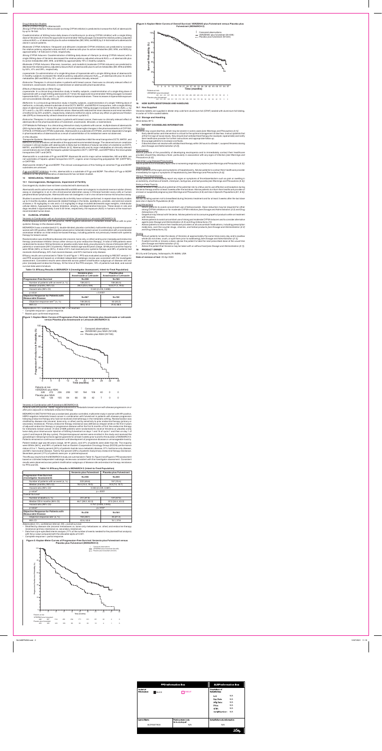## Drug Interaction Studies

*Effects of Other Drugs on Abemaciclib*

*Strong CYP3A Inhibitors:* Ketoconazole (a strong CYP3A inhibitor) is predicted to increase the AUC of abemaciclib by up to 16-fold.

Coadministration of 400 mg twice daily doses of clarithromycin (a strong CYP3A inhibitor) with a single 50 mg dose of Verzenio (0.3 times the approved recommended 150 mg dosage) increased the relative potency adjusted unbound AUC$_{0-INF}$ of abemaciclib plus its active metabolites (M2, M18, and M20) by 2.5-fold relative to abemaciclib alone in cancer patients.

*Moderate CYP3A Inhibitors:* Verapamil and diltiazem (moderate CYP3A inhibitors) are predicted to increase the relative potency adjusted unbound AUC of abemaciclib plus its active metabolites (M2, M18, and M20) by approximately 1.6-fold and 2.4-fold, respectively.

*Strong CYP3A Inducers:* Coadministration of 600 mg daily doses of rifampin (a strong CYP3A inducer) with a single 200 mg dose of Verzenio decreased the relative potency adjusted unbound AUC$_{0-INF}$ of abemaciclib plus its active metabolites (M2, M18, and M20) by approximately 70% in healthy subjects.

*Moderate CYP3A Inducers:* Efavirenz, bosentan, and modafinil (moderate CYP3A inducers) are predicted to decrease the relative potency adjusted unbound AUC of abemaciclib plus its active metabolites (M2, M18 and M20) by 53%, 41% and 29%, respectively.

*Loperamide:* Co-administration of a single 8 mg dose of loperamide with a single 400 mg dose of abemaciclib in healthy subjects increased the relative potency adjusted unbound AUC$_{0-INF}$ of abemaciclib plus its active metabolites (M2 and M20) by 12%, which is not considered clinically relevant.

*Endocrine Therapies:* In clinical studies in patients with breast cancer, there was no clinically relevant effect of fulvestrant, anastrozole, letrozole, or exemestane on abemaciclib pharmacokinetics.

*Effects of Abemaciclib on Other Drugs*

*Loperamide:* In a clinical drug interaction study in healthy subjects, coadministration of a single 8 mg dose of loperamide with a single 400 mg abemaciclib (2.7 times the approved recommended 150 mg dosage) increased loperamide AUC$_{0-INF}$ by 9% and $C_{max}$ by 35% relative to loperamide alone. These increases in loperamide exposure are not considered clinically relevant.

*Metformin:* In a clinical drug interaction study in healthy subjects, coadministration of a single 1000 mg dose of metformin, a clinically relevant substrate of renal OCT2, MATE1, and MATE2-K transporters, with a single 400 mg dose of abemaciclib (2.7 times the approved recommended 150 mg dosage) increased metformin AUC$_{0-INF}$ by 37% and $C_{max}$ by 22% relative to metformin alone. Abemaciclib reduced the renal clearance and renal secretion of metformin by 45% and 62%, respectively, relative to metformin alone, without any effect on glomerular filtration rate (GFR) as measured by iohexol clearance and serum cystatin C.

*Endocrine Therapies:* In clinical studies in patients with breast cancer, there was no clinically relevant effect of abemaciclib on the pharmacokinetics of fulvestrant, anastrozole, letrozole, or exemestane.

*CYP Metabolic Pathways:* In a clinical drug interaction study in patients with cancer, multiple doses of abemaciclib (200 mg twice daily for 7 days) did not result in clinically meaningful changes in the pharmacokinetics of CYP1A2, CYP2C9, CYP2D6 and CYP3A substrates. Abemaciclib is a substrate of CYP3A4, and time-dependent changes in pharmacokinetics of abemaciclib as a result of autoinhibition of its metabolism were not observed.

*In Vitro Studies*

*Transporter Systems:* Abemaciclib and its major active metabolites inhibit the renal transporters OCT2, MATE1, and MATE2-K at concentrations achievable at the approved recommended dosage. The observed serum creatinine increase in clinical studies with abemaciclib is likely due to inhibition of tubular secretion of creatinine via OCT2, MATE1, and MATE2-K *[see Adverse Effects (6.1)]*. Abemaciclib and its major metabolites at clinically relevant concentrations do not inhibit the hepatic uptake transporters OCT1, OATP1B1, and OATP1B3 or the renal uptake transporters OAT1 and OAT3.

Abemaciclib is a substrate of P-gp and BCRP. Abemaciclib and its major active metabolites, M2 and M20, are not substrates of hepatic uptake transporters OCT1, organic anion transporting polypeptide 1B1 (OATP1B1), or OATP1B3.

Abemaciclib inhibits P-gp and BCRP. The clinical consequences of this finding on sensitive P-gp and BCRP substrates are unknown.

*P-gp and BCRP Inhibitors:* In vitro, abemaciclib is a substrate of P-gp and BCRP. The effect of P-gp or BCRP inhibitors on the pharmacokinetics of abemaciclib has not been studied.

## 13 NONCLINICAL TOXICOLOGY

### 13.1 Carcinogenesis, Mutagenesis, Impairment of Fertility

Carcinogenicity studies have not been conducted with abemaciclib.

Abemaciclib and its active human metabolites M2 and M20 were not mutagenic in a bacterial reverse mutation (Ames) assay or clastogenic in an in vitro chromosomal aberration assay in Chinese hamster ovary cells or human peripheral blood lymphocytes. Abemaciclib was not clastogenic in an in vivo rat bone marrow micronucleus assay.

Studies to assess the effects of abemaciclib on fertility have not been performed. In repeat-dose toxicity studies up to 3 months duration, abemaciclib-related findings in the testis, epididymis, prostate, and seminal vesicle at doses ≥ 10 mg/kg/day in rats and ≥ 0.3 mg/kg/day in dogs included decreased organ weights, intratubular cellular debris, hypospermia, tubular dilatation, atrophy, and degeneration/necrosis. These doses in rats and dogs resulted in approximately 2 and 0.02 times, respectively, the exposure (AUC) in humans at the maximum recommended human dose.

## 14 CLINICAL STUDIES

*Verzenio in Combination with an Aromatase Inhibitor (Anastrozole or Letrozole) (MONARCH 3)*

*Postmenopausal women with HR-positive, HER2-negative advanced or metastatic breast cancer with no prior systemic therapy in this disease setting*

MONARCH 3 was a randomized (2:1), double-blinded, placebo-controlled, multicenter study in postmenopausal women with HR-positive, HER2-negative advanced breast cancer in combination with a nonsteroidal aromatase inhibitor as initial endocrine-based therapy, including patients not previously treated with systemic therapy for breast cancer.

Randomization was stratified by disease site (visceral, bone only, or other) and by prior (neo)adjuvant endocrine therapy (aromatase inhibitor versus other versus no prior endocrine therapy). A total of 493 patients were randomized to receive 150 mg Verzenio or placebo orally twice daily, plus physician's choice of letrozole (80% of patients) or anastrozole (20% of patients). Patient median age was 63 years (range, 32-88 years) and the majority were White (58%) or Asian (30%). A total of 51% had received prior systemic therapy and 39% of patients had received chemotherapy, 53% had visceral disease, and 22% had bone-only disease.

Efficacy results are summarized in Table 13 and Figure 1. PFS was evaluated according to RECIST version 1.1 and PFS assessment based on a blinded independent radiology review was consistent with the investigator assessment. Consistent results were observed across patient stratification subgroups of disease site and prior (neo)adjuvant endocrine therapy. At the time of the PFS analysis, 19% of patients had died, and overall survival data were immature.

**Table 13: Efficacy Results in MONARCH 3 (Investigator Assessment, Intent-to-Treat Population)**

| | Verzenio plus Anastrozole or Letrozole | Placebo plus Anastrozole or Letrozole |
|---|---|---|
| **Progression-Free Survival** | **N=328** | **N=165** |
| Number of patients with an event (n, %) | 138 (42.1) | 108 (65.5) |
| Median (months, 95% CI) | 28.2 (23.5, NR) | 14.8 (11.2, 19.2) |
| Hazard ratio (95% CI) | 0.540 (0.418, 0.698) | |
| p-value | < 0.0001 | |
| **Objective Response for Patients with Measurable Disease** | **N=267** | **N=132** |
| Objective response rate[a,b] (n, %) | 148 (55.4) | 53 (40.2) |
| 95% CI | 49.5, 61.4 | 31.8, 48.5 |

Abbreviations: CI = confidence interval, NR = not reached.
[a] Complete response + partial response.
[b] Based upon confirmed responses.

**Figure 1: Kaplan-Meier Curves of Progression-Free Survival: Verzenio plus Anastrozole or Letrozole versus Placebo plus Anastrozole or Letrozole (MONARCH 3)**

Censored observations
VERZENIO plus NSAI (N=328)
Placebo plus NSAI (N=165)
Progression-Free Survival Probability (%)
Time (months)
Patients at risk
VERZENIO plus NSAI
328 272 236 208 181 164 106 60 0 0
Placebo plus NSAI
165 138 105 84 66 58 42 7 0 0

*Verzenio in Combination with Fulvestrant (MONARCH 2)*

*Patients with HR-positive, HER2-negative advanced or metastatic breast cancer with disease progression on or after prior adjuvant or metastatic endocrine therapy*

MONARCH 2 (NCT02107703) was a randomized, placebo-controlled, multicenter study in women with HR-positive, HER2-negative metastatic breast cancer in combination with fulvestrant in patients with disease progression following endocrine therapy who had not received chemotherapy in the metastatic setting. Randomization was stratified by disease site (visceral, bone only, or other) and by sensitivity to prior endocrine therapy (primary or secondary resistance). Primary endocrine therapy resistance was defined as relapse while on the first 2 years of adjuvant endocrine therapy or progressive disease within the first 6 months of first line endocrine therapy for metastatic breast cancer. A total of 669 patients were randomized to receive Verzenio or placebo orally twice daily plus intramuscular injection of 500 mg fulvestrant on days 1 and 15 of cycle 1 and then on day 1 of cycle 2 and beyond (28-day cycles). Pre/perimenopausal women were enrolled in the study and received the gonadotropin-releasing hormone agonist goserelin for at least 4 weeks prior to and for the duration of MONARCH 2. Patients remained on continuous treatment until development of progressive disease or unmanageable toxicity.

Patient median age was 60 years (range, 32-91 years), and 37% of patients were older than 65. The majority were White (56%), and 99% of patients had an Eastern Cooperative Oncology Group (ECOG) performance status of 0 or 1. Twenty percent (20%) of patients had de novo metastatic disease, 27% had bone-only disease, and 56% had visceral disease. Twenty-five percent (25%) of patients had primary endocrine therapy resistance. Seventeen percent (17%) of patients were pre- or perimenopausal.

The efficacy results from the MONARCH 2 study are summarized in Table 14, Figure 2 and Figure 3. PFS assessment based on a blinded independent radiologic review was consistent with the investigator assessment. Consistent results were observed across patient stratification subgroups of disease site and endocrine therapy resistance for PFS and OS.

**Table 14: Efficacy Results in MONARCH 2 (Intent-to-Treat Population)**

| | Verzenio plus Fulvestrant | Placebo plus Fulvestrant |
|---|---|---|
| **Progression-Free Survival (Investigator Assessment)** | **N=446** | **N=223** |
| Number of patients with an event (n, %) | 222 (49.8) | 157 (70.4) |
| Median (months, 95% CI) | 16.4 (14.4, 19.3) | 9.3 (7.4, 12.7) |
| Hazard ratio (95% CI)[a] | 0.553 (0.449, 0.681) | |
| p-value[a] | p < 0.0001 | |
| **Overall Survival[b]** | | |
| Number of deaths (n, %) | 211 (47.3) | 127 (57.0) |
| Median OS in months (95% CI) | 46.7 (39.2, 52.2) | 37.3 (34.4, 43.2) |
| Hazard ratio (95% CI)[a] | 0.757 (0.606, 0.945) | |
| p-value[a] | p=0.0137 | |
| **Objective Response for Patients with Measurable Disease** | **N=318** | **N=164** |
| Objective response rate[c] (n, %) | 153 (48.1) | 35 (21.3) |
| 95% CI | 42.6, 53.6 | 15.1, 27.6 |

Abbreviation: CI = confidence interval, OS = overall survival.
[a] Stratified by disease site (visceral metastases vs. bone-only metastases vs. other) and endocrine therapy resistance (primary resistance vs. secondary resistance).
[b] Data from a pre-specified interim analysis (77% of the number of events needed for the planned final analysis) with the p-value compared with the allocated alpha of 0.021.
[c] Complete response + partial response.

**Figure 2: Kaplan-Meier Curves of Progression-Free Survival: Verzenio plus Fulvestrant versus Placebo plus Fulvestrant (MONARCH 2)**

Censored observations
VERZENIO plus fulvestrant (N=446)
Placebo plus fulvestrant (N=223)
Progression-Free Survival Probability (%)
Time (months)
Patients at risk

**Figure 3: Kaplan-Meier Curves of Overall Survival: VERZENIO plus Fulvestrant versus Placebo plus Fulvestrant (MONARCH 2)**

Censored observations
VERZENIO plus fulvestrant (N=446)
Placebo plus fulvestrant (N=223)
Survival Probability (%)
Time (months)
Patients at risk
VERZENIO plus fulvestrant
Placebo plus fulvestrant

## 16 HOW SUPPLIED/STORAGE AND HANDLING

### 16.1 How Supplied

Verzenio tablets are supplied in blister strip cold form aluminium foil (OPA/F) sealed with aluminium foil lidding, in carton of 14/56 coated tablets.

### 16.2 Storage and Handling

Store below 30°C.

## 17 PATIENT COUNSELING INFORMATION

**Diarrhea**

Verzenio may cause diarrhea, which may be severe in some cases *[see Warnings and Precautions (5.1)]*.

- Early identification and intervention is critical for the optimal management of diarrhea. Instruct patients that at the first sign of loose stools, they should start antidiarrheal therapy (for example, loperamide) and notify their healthcare provider for further instructions and appropriate follow up.
- Encourage patients to increase oral fluids.
- If diarrhea does not resolve with antidiarrheal therapy within 24 hours to ≤ Grade 1, suspend Verzenio dosing *[see Dosage and Administration (2.2)]*.

**Neutropenia**

Advise patients of the possibility of developing neutropenia and to immediately contact their healthcare provider should they develop a fever, particularly in association with any signs of infection *[see Warnings and Precautions (5.2)]*.

**Interstitial Lung Disease/Pneumonitis**

Advise patients to immediately report new or worsening respiratory symptoms *[see Warnings and Precautions (5.3)]*.

**Hepatotoxicity**

Inform patients of the signs and symptoms of hepatotoxicity. Advise patients to contact their healthcare provider immediately for signs or symptoms of hepatotoxicity *[see Warnings and Precautions (5.4)]*.

**Venous Thromboembolism**

Advise patients to immediately report any signs or symptoms of thromboembolism such as pain or swelling in an extremity, shortness of breath, chest pain, tachypnea, and tachycardia *[see Warnings and Precautions (5.5)]*.

**Embryo-Fetal Toxicity**

Advise females of reproductive potential of the potential risk to a fetus and to use effective contraception during Verzenio therapy and for at least 3 weeks after the last dose. Advise patients to inform their healthcare provider of a known or suspected pregnancy *[see Warnings and Precautions (5.6) and Use in Specific Populations (8.1, 8.3)]*.

**Lactation**

Advise lactating women not to breastfeed during Verzenio treatment and for at least 3 weeks after the last dose *[see Use in Specific Populations (8.2)]*.

**Drug Interactions**

- Inform patients to avoid concomitant use of ketoconazole. Dose reduction may be required for other strong CYP3A inhibitors or for moderate CYP3A inhibitors *[see Dosage and Administration (2.2) and Drug Interactions (7)]*.
- Grapefruit may interact with Verzenio. Advise patients not to consume grapefruit products while on treatment with Verzenio.
- Advise patients to avoid concomitant use of strong and moderate CYP3A inducers and to consider alternative agents *[see Dosage and Administration (2.2) and Drug Interactions (7)]*.
- Advise patients to inform their healthcare providers of all concomitant medications, including prescription medicines, over-the-counter drugs, vitamins, and herbal products *[see Dosage and Administration (2.2) and Drug Interactions (7)]*.

**Dosing**

- Instruct patients to take the doses of Verzenio at approximately the same times every day and to swallow whole (do not chew, crush, or split them prior to swallowing) *[see Dosage and Administration (2.1)]*.
- If patient vomits or misses a dose, advise the patient to take the next prescribed dose at the usual time *[see Dosage and Administration (2.1)]*.
- Advise the patient that Verzenio may be taken with or without food *[see Dosage and Administration (2.1)]*.

## 18 PRODUCT OWNER

Eli Lilly and Company, Indianapolis, IN 46285, USA

**Date of revision of text:** 30 Apr 2021